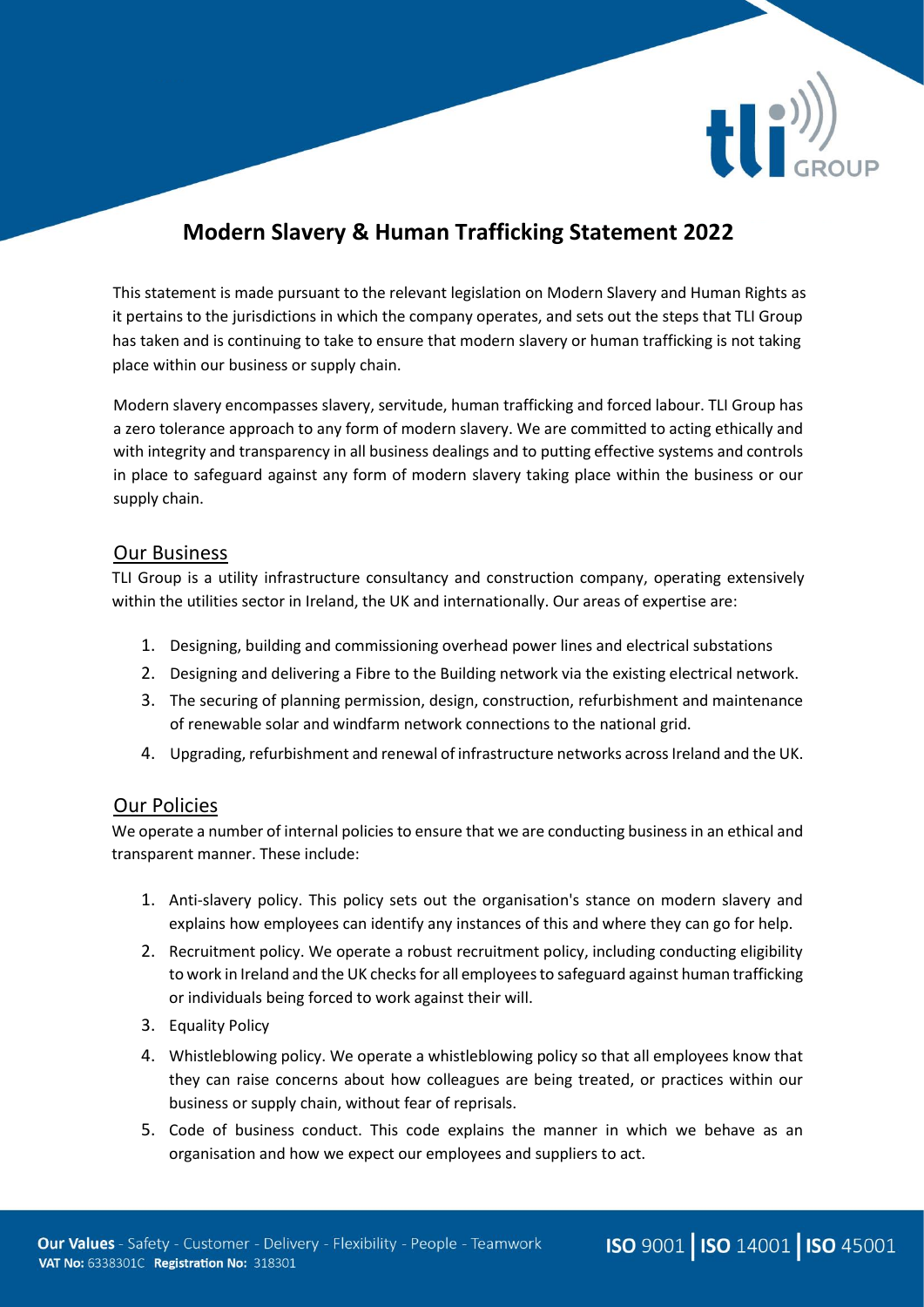# Modern Slavery & Human Trafficking Statement 2022

This statement is made pursuant to the relevant legislation on Modern Slavery and Human Rights as it pertains to the jurisdictions in which the company operates, and sets out the steps that TLI Group has taken and is continuing to take to ensure that modern slavery or human trafficking is not taking place within our business or supply chain.

Modern slavery encompasses slavery, servitude, human trafficking and forced labour. TLI Group has a zero tolerance approach to any form of modern slavery. We are committed to acting ethically and with integrity and transparency in all business dealings and to putting effective systems and controls in place to safeguard against any form of modern slavery taking place within the business or our supply chain.

## Our Business

TLI Group is a utility infrastructure consultancy and construction company, operating extensively within the utilities sector in Ireland, the UK and internationally. Our areas of expertise are:

1. Designing, building and commissioning overhead power lines and electrical substations
2. Designing and delivering a Fibre to the Building network via the existing electrical network.
3. The securing of planning permission, design, construction, refurbishment and maintenance of renewable solar and windfarm network connections to the national grid.
4. Upgrading, refurbishment and renewal of infrastructure networks across Ireland and the UK.

## Our Policies

We operate a number of internal policies to ensure that we are conducting business in an ethical and transparent manner. These include:

1. Anti-slavery policy. This policy sets out the organisation's stance on modern slavery and explains how employees can identify any instances of this and where they can go for help.
2. Recruitment policy. We operate a robust recruitment policy, including conducting eligibility to work in Ireland and the UK checks for all employees to safeguard against human trafficking or individuals being forced to work against their will.
3. Equality Policy
4. Whistleblowing policy. We operate a whistleblowing policy so that all employees know that they can raise concerns about how colleagues are being treated, or practices within our business or supply chain, without fear of reprisals.
5. Code of business conduct. This code explains the manner in which we behave as an organisation and how we expect our employees and suppliers to act.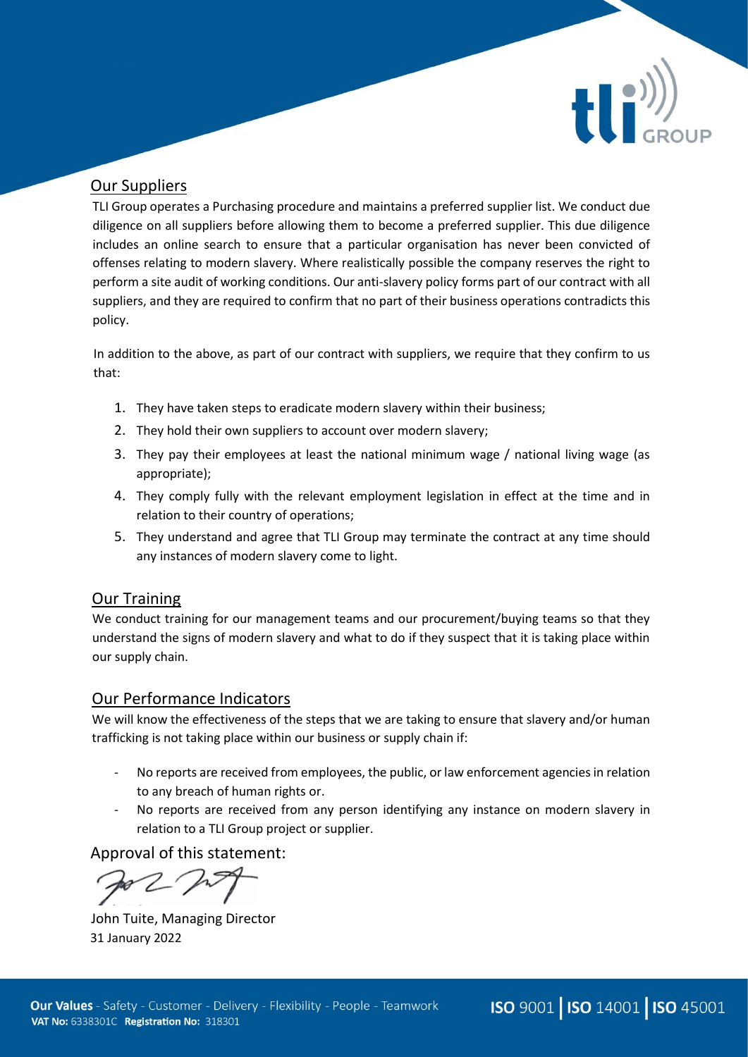## Our Suppliers

TLI Group operates a Purchasing procedure and maintains a preferred supplier list. We conduct due diligence on all suppliers before allowing them to become a preferred supplier. This due diligence includes an online search to ensure that a particular organisation has never been convicted of offenses relating to modern slavery. Where realistically possible the company reserves the right to perform a site audit of working conditions. Our anti-slavery policy forms part of our contract with all suppliers, and they are required to confirm that no part of their business operations contradicts this policy.

In addition to the above, as part of our contract with suppliers, we require that they confirm to us that:

1. They have taken steps to eradicate modern slavery within their business;
2. They hold their own suppliers to account over modern slavery;
3. They pay their employees at least the national minimum wage / national living wage (as appropriate);
4. They comply fully with the relevant employment legislation in effect at the time and in relation to their country of operations;
5. They understand and agree that TLI Group may terminate the contract at any time should any instances of modern slavery come to light.

## Our Training

We conduct training for our management teams and our procurement/buying teams so that they understand the signs of modern slavery and what to do if they suspect that it is taking place within our supply chain.

## Our Performance Indicators

We will know the effectiveness of the steps that we are taking to ensure that slavery and/or human trafficking is not taking place within our business or supply chain if:

- No reports are received from employees, the public, or law enforcement agencies in relation to any breach of human rights or.
- No reports are received from any person identifying any instance on modern slavery in relation to a TLI Group project or supplier.

Approval of this statement:

John Tuite, Managing Director
31 January 2022

**Our Values** - Safety - Customer - Delivery - Flexibility - People - Teamwork
**VAT No:** 6338301C **Registration No:** 318301

**ISO** 9001 | **ISO** 14001 | **ISO** 45001